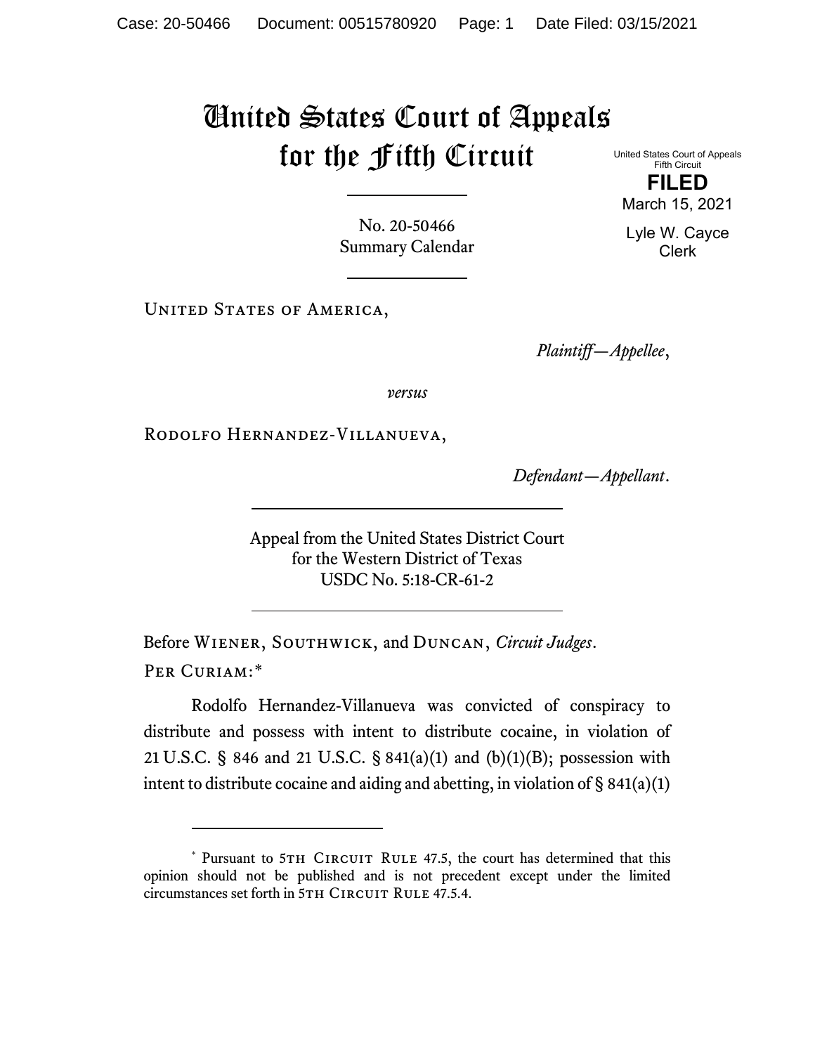# United States Court of Appeals for the Fifth Circuit

United States Court of Appeals
Fifth Circuit

**FILED**

March 15, 2021

Lyle W. Cayce
Clerk

No. 20-50466
Summary Calendar

United States of America,

*Plaintiff—Appellee*,

*versus*

Rodolfo Hernandez-Villanueva,

*Defendant—Appellant*.

Appeal from the United States District Court
for the Western District of Texas
USDC No. 5:18-CR-61-2

Before Wiener, Southwick, and Duncan, *Circuit Judges*.

Per Curiam:*

Rodolfo Hernandez-Villanueva was convicted of conspiracy to distribute and possess with intent to distribute cocaine, in violation of 21 U.S.C. § 846 and 21 U.S.C. § 841(a)(1) and (b)(1)(B); possession with intent to distribute cocaine and aiding and abetting, in violation of § 841(a)(1)

* Pursuant to 5th Circuit Rule 47.5, the court has determined that this opinion should not be published and is not precedent except under the limited circumstances set forth in 5th Circuit Rule 47.5.4.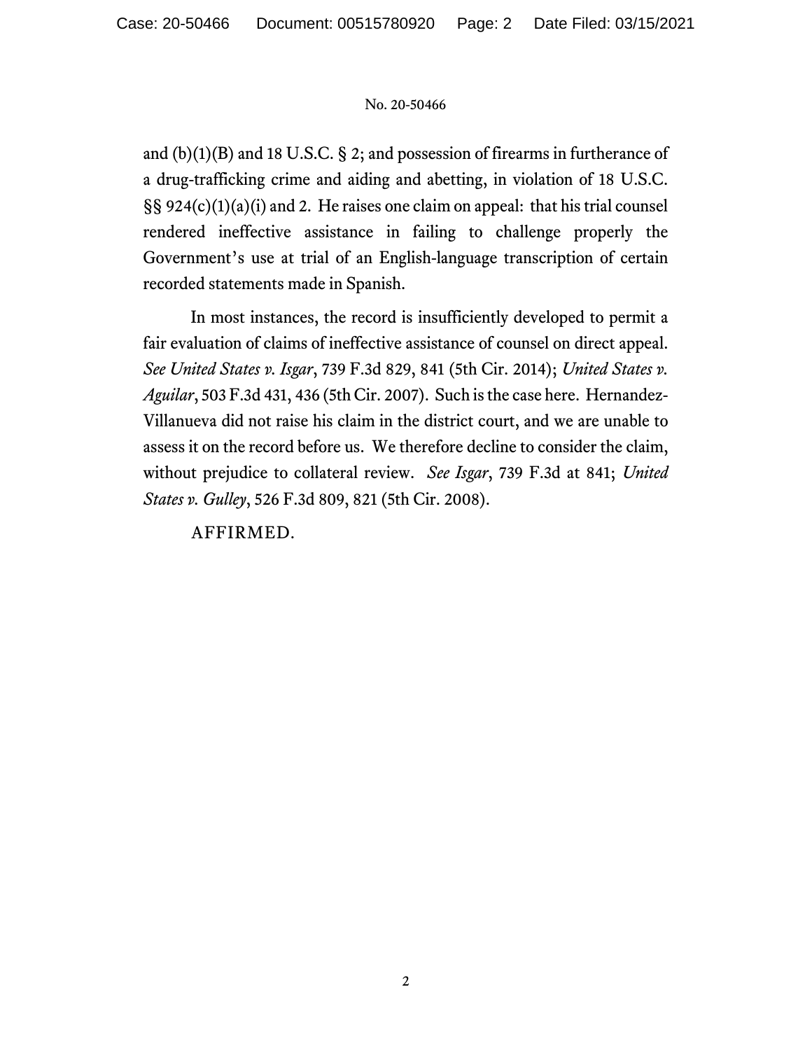and (b)(1)(B) and 18 U.S.C. § 2; and possession of firearms in furtherance of a drug-trafficking crime and aiding and abetting, in violation of 18 U.S.C. §§ 924(c)(1)(a)(i) and 2. He raises one claim on appeal: that his trial counsel rendered ineffective assistance in failing to challenge properly the Government's use at trial of an English-language transcription of certain recorded statements made in Spanish.

In most instances, the record is insufficiently developed to permit a fair evaluation of claims of ineffective assistance of counsel on direct appeal. *See United States v. Isgar*, 739 F.3d 829, 841 (5th Cir. 2014); *United States v. Aguilar*, 503 F.3d 431, 436 (5th Cir. 2007). Such is the case here. Hernandez-Villanueva did not raise his claim in the district court, and we are unable to assess it on the record before us. We therefore decline to consider the claim, without prejudice to collateral review. *See Isgar*, 739 F.3d at 841; *United States v. Gulley*, 526 F.3d 809, 821 (5th Cir. 2008).

AFFIRMED.